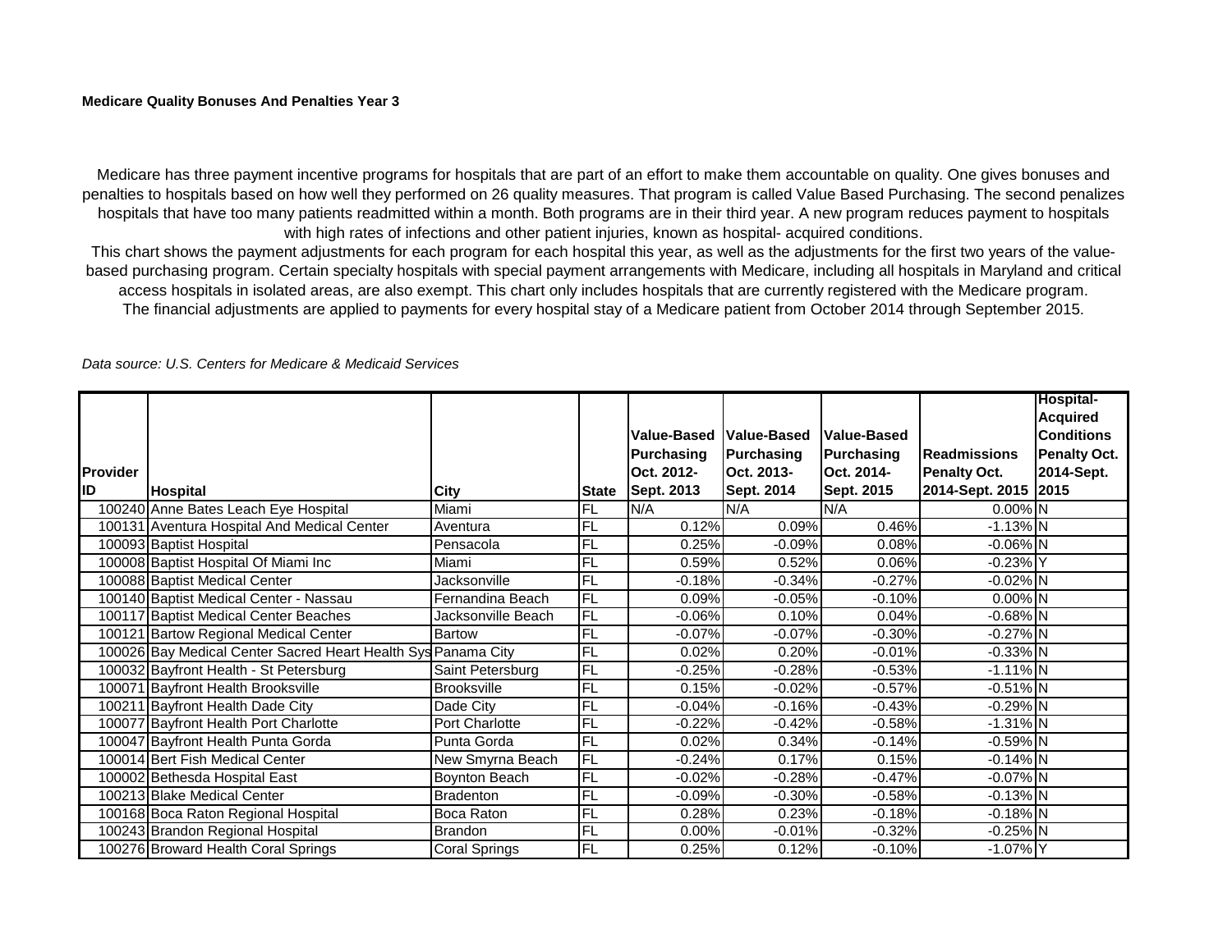**Medicare Quality Bonuses And Penalties Year 3**

Medicare has three payment incentive programs for hospitals that are part of an effort to make them accountable on quality. One gives bonuses and penalties to hospitals based on how well they performed on 26 quality measures. That program is called Value Based Purchasing. The second penalizes hospitals that have too many patients readmitted within a month. Both programs are in their third year. A new program reduces payment to hospitals with high rates of infections and other patient injuries, known as hospital- acquired conditions.
This chart shows the payment adjustments for each program for each hospital this year, as well as the adjustments for the first two years of the value-based purchasing program. Certain specialty hospitals with special payment arrangements with Medicare, including all hospitals in Maryland and critical access hospitals in isolated areas, are also exempt. This chart only includes hospitals that are currently registered with the Medicare program.
The financial adjustments are applied to payments for every hospital stay of a Medicare patient from October 2014 through September 2015.

*Data source: U.S. Centers for Medicare & Medicaid Services*

| Provider ID | Hospital | City | State | Value-Based Purchasing Oct. 2012-Sept. 2013 | Value-Based Purchasing Oct. 2013-Sept. 2014 | Value-Based Purchasing Oct. 2014-Sept. 2015 | Readmissions Penalty Oct. 2014-Sept. 2015 | Hospital-Acquired Conditions Penalty Oct. 2014-Sept. 2015 |
|---|---|---|---|---|---|---|---|---|
| 100240 | Anne Bates Leach Eye Hospital | Miami | FL | N/A | N/A | N/A | 0.00% | N |
| 100131 | Aventura Hospital And Medical Center | Aventura | FL | 0.12% | 0.09% | 0.46% | -1.13% | N |
| 100093 | Baptist Hospital | Pensacola | FL | 0.25% | -0.09% | 0.08% | -0.06% | N |
| 100008 | Baptist Hospital Of Miami Inc | Miami | FL | 0.59% | 0.52% | 0.06% | -0.23% | Y |
| 100088 | Baptist Medical Center | Jacksonville | FL | -0.18% | -0.34% | -0.27% | -0.02% | N |
| 100140 | Baptist Medical Center - Nassau | Fernandina Beach | FL | 0.09% | -0.05% | -0.10% | 0.00% | N |
| 100117 | Baptist Medical Center Beaches | Jacksonville Beach | FL | -0.06% | 0.10% | 0.04% | -0.68% | N |
| 100121 | Bartow Regional Medical Center | Bartow | FL | -0.07% | -0.07% | -0.30% | -0.27% | N |
| 100026 | Bay Medical Center Sacred Heart Health Sys | Panama City | FL | 0.02% | 0.20% | -0.01% | -0.33% | N |
| 100032 | Bayfront Health - St Petersburg | Saint Petersburg | FL | -0.25% | -0.28% | -0.53% | -1.11% | N |
| 100071 | Bayfront Health Brooksville | Brooksville | FL | 0.15% | -0.02% | -0.57% | -0.51% | N |
| 100211 | Bayfront Health Dade City | Dade City | FL | -0.04% | -0.16% | -0.43% | -0.29% | N |
| 100077 | Bayfront Health Port Charlotte | Port Charlotte | FL | -0.22% | -0.42% | -0.58% | -1.31% | N |
| 100047 | Bayfront Health Punta Gorda | Punta Gorda | FL | 0.02% | 0.34% | -0.14% | -0.59% | N |
| 100014 | Bert Fish Medical Center | New Smyrna Beach | FL | -0.24% | 0.17% | 0.15% | -0.14% | N |
| 100002 | Bethesda Hospital East | Boynton Beach | FL | -0.02% | -0.28% | -0.47% | -0.07% | N |
| 100213 | Blake Medical Center | Bradenton | FL | -0.09% | -0.30% | -0.58% | -0.13% | N |
| 100168 | Boca Raton Regional Hospital | Boca Raton | FL | 0.28% | 0.23% | -0.18% | -0.18% | N |
| 100243 | Brandon Regional Hospital | Brandon | FL | 0.00% | -0.01% | -0.32% | -0.25% | N |
| 100276 | Broward Health Coral Springs | Coral Springs | FL | 0.25% | 0.12% | -0.10% | -1.07% | Y |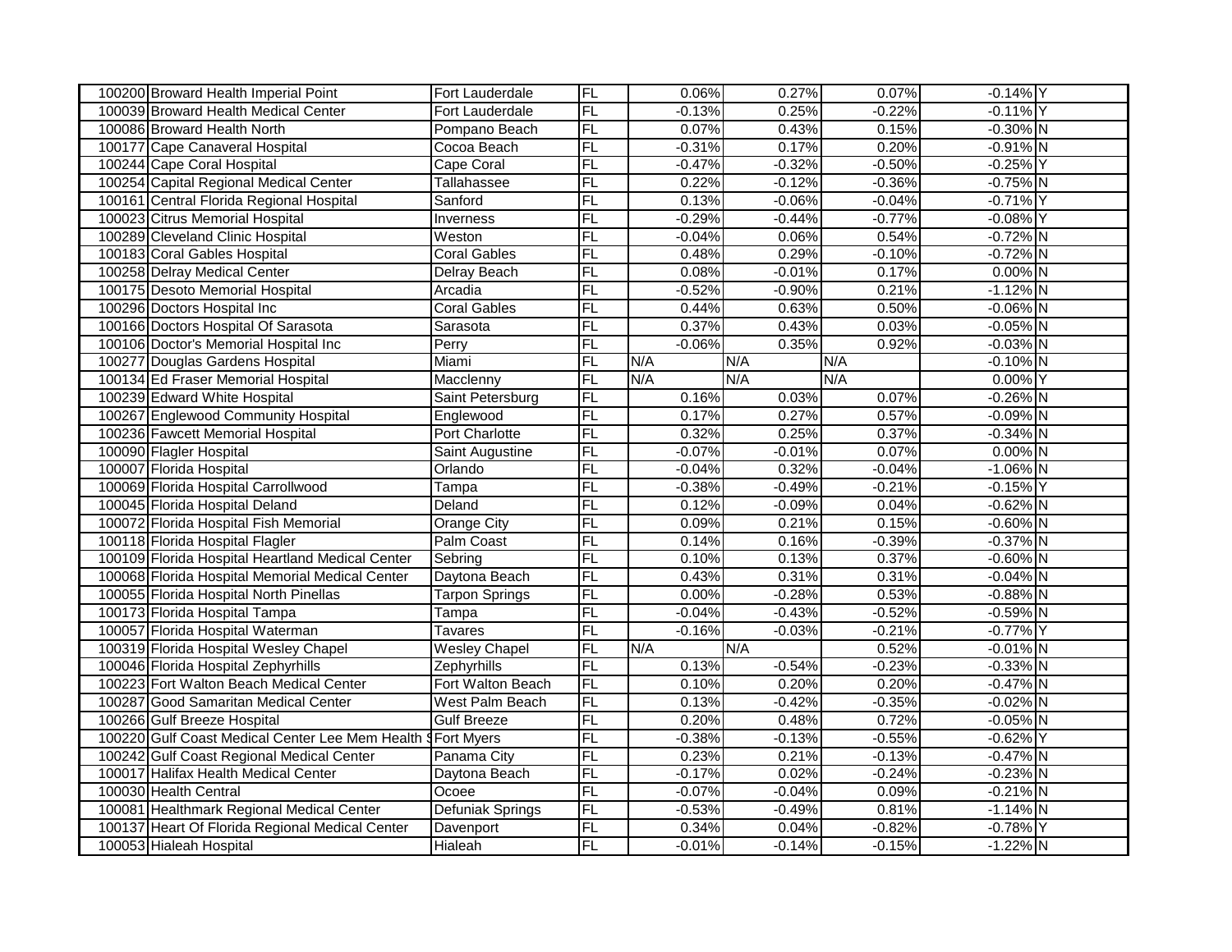| | | | | | | | | |
|---|---|---|---|---|---|---|---|---|
| 100200 | Broward Health Imperial Point | Fort Lauderdale | FL | 0.06% | 0.27% | 0.07% | -0.14% | Y |
| 100039 | Broward Health Medical Center | Fort Lauderdale | FL | -0.13% | 0.25% | -0.22% | -0.11% | Y |
| 100086 | Broward Health North | Pompano Beach | FL | 0.07% | 0.43% | 0.15% | -0.30% | N |
| 100177 | Cape Canaveral Hospital | Cocoa Beach | FL | -0.31% | 0.17% | 0.20% | -0.91% | N |
| 100244 | Cape Coral Hospital | Cape Coral | FL | -0.47% | -0.32% | -0.50% | -0.25% | Y |
| 100254 | Capital Regional Medical Center | Tallahassee | FL | 0.22% | -0.12% | -0.36% | -0.75% | N |
| 100161 | Central Florida Regional Hospital | Sanford | FL | 0.13% | -0.06% | -0.04% | -0.71% | Y |
| 100023 | Citrus Memorial Hospital | Inverness | FL | -0.29% | -0.44% | -0.77% | -0.08% | Y |
| 100289 | Cleveland Clinic Hospital | Weston | FL | -0.04% | 0.06% | 0.54% | -0.72% | N |
| 100183 | Coral Gables Hospital | Coral Gables | FL | 0.48% | 0.29% | -0.10% | -0.72% | N |
| 100258 | Delray Medical Center | Delray Beach | FL | 0.08% | -0.01% | 0.17% | 0.00% | N |
| 100175 | Desoto Memorial Hospital | Arcadia | FL | -0.52% | -0.90% | 0.21% | -1.12% | N |
| 100296 | Doctors Hospital Inc | Coral Gables | FL | 0.44% | 0.63% | 0.50% | -0.06% | N |
| 100166 | Doctors Hospital Of Sarasota | Sarasota | FL | 0.37% | 0.43% | 0.03% | -0.05% | N |
| 100106 | Doctor's Memorial Hospital Inc | Perry | FL | -0.06% | 0.35% | 0.92% | -0.03% | N |
| 100277 | Douglas Gardens Hospital | Miami | FL | N/A | N/A | N/A | -0.10% | N |
| 100134 | Ed Fraser Memorial Hospital | Macclenny | FL | N/A | N/A | N/A | 0.00% | Y |
| 100239 | Edward White Hospital | Saint Petersburg | FL | 0.16% | 0.03% | 0.07% | -0.26% | N |
| 100267 | Englewood Community Hospital | Englewood | FL | 0.17% | 0.27% | 0.57% | -0.09% | N |
| 100236 | Fawcett Memorial Hospital | Port Charlotte | FL | 0.32% | 0.25% | 0.37% | -0.34% | N |
| 100090 | Flagler Hospital | Saint Augustine | FL | -0.07% | -0.01% | 0.07% | 0.00% | N |
| 100007 | Florida Hospital | Orlando | FL | -0.04% | 0.32% | -0.04% | -1.06% | N |
| 100069 | Florida Hospital Carrollwood | Tampa | FL | -0.38% | -0.49% | -0.21% | -0.15% | Y |
| 100045 | Florida Hospital Deland | Deland | FL | 0.12% | -0.09% | 0.04% | -0.62% | N |
| 100072 | Florida Hospital Fish Memorial | Orange City | FL | 0.09% | 0.21% | 0.15% | -0.60% | N |
| 100118 | Florida Hospital Flagler | Palm Coast | FL | 0.14% | 0.16% | -0.39% | -0.37% | N |
| 100109 | Florida Hospital Heartland Medical Center | Sebring | FL | 0.10% | 0.13% | 0.37% | -0.60% | N |
| 100068 | Florida Hospital Memorial Medical Center | Daytona Beach | FL | 0.43% | 0.31% | 0.31% | -0.04% | N |
| 100055 | Florida Hospital North Pinellas | Tarpon Springs | FL | 0.00% | -0.28% | 0.53% | -0.88% | N |
| 100173 | Florida Hospital Tampa | Tampa | FL | -0.04% | -0.43% | -0.52% | -0.59% | N |
| 100057 | Florida Hospital Waterman | Tavares | FL | -0.16% | -0.03% | -0.21% | -0.77% | Y |
| 100319 | Florida Hospital Wesley Chapel | Wesley Chapel | FL | N/A | N/A | 0.52% | -0.01% | N |
| 100046 | Florida Hospital Zephyrhills | Zephyrhills | FL | 0.13% | -0.54% | -0.23% | -0.33% | N |
| 100223 | Fort Walton Beach Medical Center | Fort Walton Beach | FL | 0.10% | 0.20% | 0.20% | -0.47% | N |
| 100287 | Good Samaritan Medical Center | West Palm Beach | FL | 0.13% | -0.42% | -0.35% | -0.02% | N |
| 100266 | Gulf Breeze Hospital | Gulf Breeze | FL | 0.20% | 0.48% | 0.72% | -0.05% | N |
| 100220 | Gulf Coast Medical Center Lee Mem Health S | Fort Myers | FL | -0.38% | -0.13% | -0.55% | -0.62% | Y |
| 100242 | Gulf Coast Regional Medical Center | Panama City | FL | 0.23% | 0.21% | -0.13% | -0.47% | N |
| 100017 | Halifax Health Medical Center | Daytona Beach | FL | -0.17% | 0.02% | -0.24% | -0.23% | N |
| 100030 | Health Central | Ocoee | FL | -0.07% | -0.04% | 0.09% | -0.21% | N |
| 100081 | Healthmark Regional Medical Center | Defuniak Springs | FL | -0.53% | -0.49% | 0.81% | -1.14% | N |
| 100137 | Heart Of Florida Regional Medical Center | Davenport | FL | 0.34% | 0.04% | -0.82% | -0.78% | Y |
| 100053 | Hialeah Hospital | Hialeah | FL | -0.01% | -0.14% | -0.15% | -1.22% | N |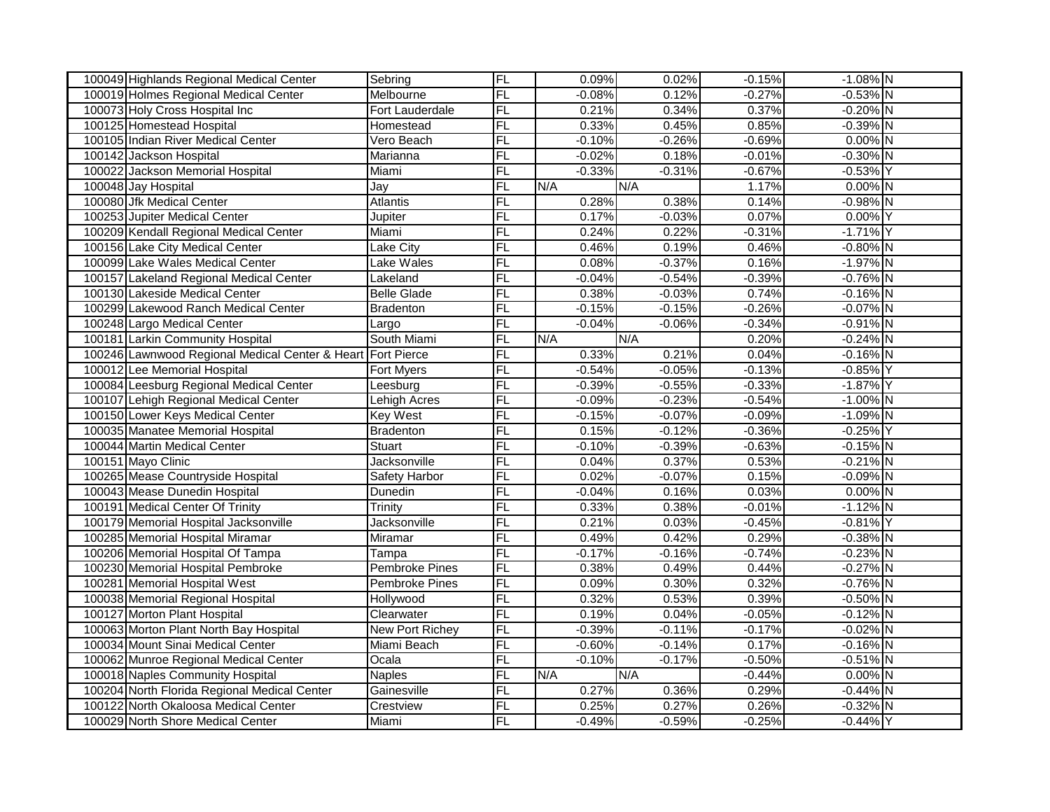|  |  |  |  |  |  |  |  |  |
|---|---|---|---|---|---|---|---|---|
| 100049 | Highlands Regional Medical Center | Sebring | FL | 0.09% | 0.02% | -0.15% | -1.08% | N |
| 100019 | Holmes Regional Medical Center | Melbourne | FL | -0.08% | 0.12% | -0.27% | -0.53% | N |
| 100073 | Holy Cross Hospital Inc | Fort Lauderdale | FL | 0.21% | 0.34% | 0.37% | -0.20% | N |
| 100125 | Homestead Hospital | Homestead | FL | 0.33% | 0.45% | 0.85% | -0.39% | N |
| 100105 | Indian River Medical Center | Vero Beach | FL | -0.10% | -0.26% | -0.69% | 0.00% | N |
| 100142 | Jackson Hospital | Marianna | FL | -0.02% | 0.18% | -0.01% | -0.30% | N |
| 100022 | Jackson Memorial Hospital | Miami | FL | -0.33% | -0.31% | -0.67% | -0.53% | Y |
| 100048 | Jay Hospital | Jay | FL | N/A | N/A | 1.17% | 0.00% | N |
| 100080 | Jfk Medical Center | Atlantis | FL | 0.28% | 0.38% | 0.14% | -0.98% | N |
| 100253 | Jupiter Medical Center | Jupiter | FL | 0.17% | -0.03% | 0.07% | 0.00% | Y |
| 100209 | Kendall Regional Medical Center | Miami | FL | 0.24% | 0.22% | -0.31% | -1.71% | Y |
| 100156 | Lake City Medical Center | Lake City | FL | 0.46% | 0.19% | 0.46% | -0.80% | N |
| 100099 | Lake Wales Medical Center | Lake Wales | FL | 0.08% | -0.37% | 0.16% | -1.97% | N |
| 100157 | Lakeland Regional Medical Center | Lakeland | FL | -0.04% | -0.54% | -0.39% | -0.76% | N |
| 100130 | Lakeside Medical Center | Belle Glade | FL | 0.38% | -0.03% | 0.74% | -0.16% | N |
| 100299 | Lakewood Ranch Medical Center | Bradenton | FL | -0.15% | -0.15% | -0.26% | -0.07% | N |
| 100248 | Largo Medical Center | Largo | FL | -0.04% | -0.06% | -0.34% | -0.91% | N |
| 100181 | Larkin Community Hospital | South Miami | FL | N/A | N/A | 0.20% | -0.24% | N |
| 100246 | Lawnwood Regional Medical Center & Heart | Fort Pierce | FL | 0.33% | 0.21% | 0.04% | -0.16% | N |
| 100012 | Lee Memorial Hospital | Fort Myers | FL | -0.54% | -0.05% | -0.13% | -0.85% | Y |
| 100084 | Leesburg Regional Medical Center | Leesburg | FL | -0.39% | -0.55% | -0.33% | -1.87% | Y |
| 100107 | Lehigh Regional Medical Center | Lehigh Acres | FL | -0.09% | -0.23% | -0.54% | -1.00% | N |
| 100150 | Lower Keys Medical Center | Key West | FL | -0.15% | -0.07% | -0.09% | -1.09% | N |
| 100035 | Manatee Memorial Hospital | Bradenton | FL | 0.15% | -0.12% | -0.36% | -0.25% | Y |
| 100044 | Martin Medical Center | Stuart | FL | -0.10% | -0.39% | -0.63% | -0.15% | N |
| 100151 | Mayo Clinic | Jacksonville | FL | 0.04% | 0.37% | 0.53% | -0.21% | N |
| 100265 | Mease Countryside Hospital | Safety Harbor | FL | 0.02% | -0.07% | 0.15% | -0.09% | N |
| 100043 | Mease Dunedin Hospital | Dunedin | FL | -0.04% | 0.16% | 0.03% | 0.00% | N |
| 100191 | Medical Center Of Trinity | Trinity | FL | 0.33% | 0.38% | -0.01% | -1.12% | N |
| 100179 | Memorial Hospital Jacksonville | Jacksonville | FL | 0.21% | 0.03% | -0.45% | -0.81% | Y |
| 100285 | Memorial Hospital Miramar | Miramar | FL | 0.49% | 0.42% | 0.29% | -0.38% | N |
| 100206 | Memorial Hospital Of Tampa | Tampa | FL | -0.17% | -0.16% | -0.74% | -0.23% | N |
| 100230 | Memorial Hospital Pembroke | Pembroke Pines | FL | 0.38% | 0.49% | 0.44% | -0.27% | N |
| 100281 | Memorial Hospital West | Pembroke Pines | FL | 0.09% | 0.30% | 0.32% | -0.76% | N |
| 100038 | Memorial Regional Hospital | Hollywood | FL | 0.32% | 0.53% | 0.39% | -0.50% | N |
| 100127 | Morton Plant Hospital | Clearwater | FL | 0.19% | 0.04% | -0.05% | -0.12% | N |
| 100063 | Morton Plant North Bay Hospital | New Port Richey | FL | -0.39% | -0.11% | -0.17% | -0.02% | N |
| 100034 | Mount Sinai Medical Center | Miami Beach | FL | -0.60% | -0.14% | 0.17% | -0.16% | N |
| 100062 | Munroe Regional Medical Center | Ocala | FL | -0.10% | -0.17% | -0.50% | -0.51% | N |
| 100018 | Naples Community Hospital | Naples | FL | N/A | N/A | -0.44% | 0.00% | N |
| 100204 | North Florida Regional Medical Center | Gainesville | FL | 0.27% | 0.36% | 0.29% | -0.44% | N |
| 100122 | North Okaloosa Medical Center | Crestview | FL | 0.25% | 0.27% | 0.26% | -0.32% | N |
| 100029 | North Shore Medical Center | Miami | FL | -0.49% | -0.59% | -0.25% | -0.44% | Y |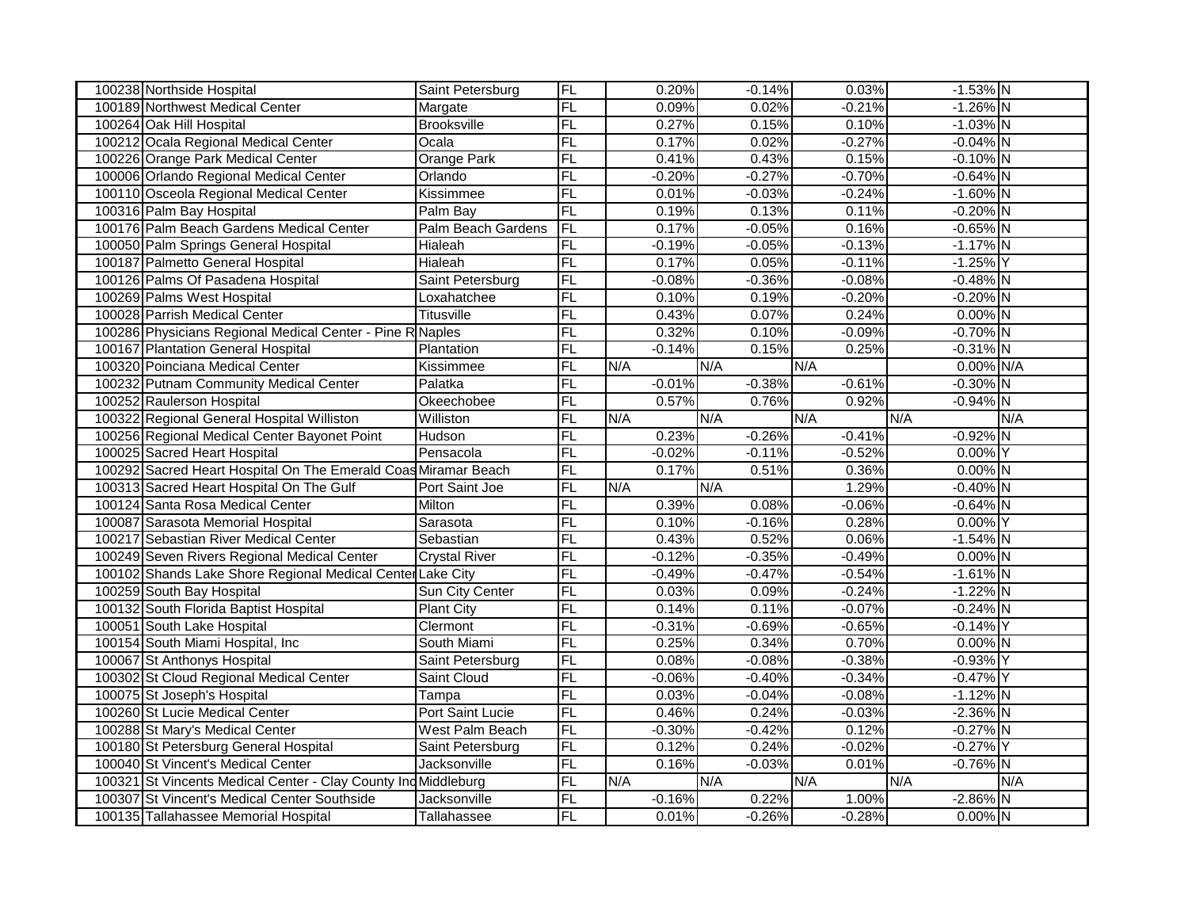| | | | | | | | | |
|---|---|---|---|---|---|---|---|---|
| 100238 | Northside Hospital | Saint Petersburg | FL | 0.20% | -0.14% | 0.03% | -1.53% | N |
| 100189 | Northwest Medical Center | Margate | FL | 0.09% | 0.02% | -0.21% | -1.26% | N |
| 100264 | Oak Hill Hospital | Brooksville | FL | 0.27% | 0.15% | 0.10% | -1.03% | N |
| 100212 | Ocala Regional Medical Center | Ocala | FL | 0.17% | 0.02% | -0.27% | -0.04% | N |
| 100226 | Orange Park Medical Center | Orange Park | FL | 0.41% | 0.43% | 0.15% | -0.10% | N |
| 100006 | Orlando Regional Medical Center | Orlando | FL | -0.20% | -0.27% | -0.70% | -0.64% | N |
| 100110 | Osceola Regional Medical Center | Kissimmee | FL | 0.01% | -0.03% | -0.24% | -1.60% | N |
| 100316 | Palm Bay Hospital | Palm Bay | FL | 0.19% | 0.13% | 0.11% | -0.20% | N |
| 100176 | Palm Beach Gardens Medical Center | Palm Beach Gardens | FL | 0.17% | -0.05% | 0.16% | -0.65% | N |
| 100050 | Palm Springs General Hospital | Hialeah | FL | -0.19% | -0.05% | -0.13% | -1.17% | N |
| 100187 | Palmetto General Hospital | Hialeah | FL | 0.17% | 0.05% | -0.11% | -1.25% | Y |
| 100126 | Palms Of Pasadena Hospital | Saint Petersburg | FL | -0.08% | -0.36% | -0.08% | -0.48% | N |
| 100269 | Palms West Hospital | Loxahatchee | FL | 0.10% | 0.19% | -0.20% | -0.20% | N |
| 100028 | Parrish Medical Center | Titusville | FL | 0.43% | 0.07% | 0.24% | 0.00% | N |
| 100286 | Physicians Regional Medical Center - Pine R | Naples | FL | 0.32% | 0.10% | -0.09% | -0.70% | N |
| 100167 | Plantation General Hospital | Plantation | FL | -0.14% | 0.15% | 0.25% | -0.31% | N |
| 100320 | Poinciana Medical Center | Kissimmee | FL | N/A | N/A | N/A | 0.00% | N/A |
| 100232 | Putnam Community Medical Center | Palatka | FL | -0.01% | -0.38% | -0.61% | -0.30% | N |
| 100252 | Raulerson Hospital | Okeechobee | FL | 0.57% | 0.76% | 0.92% | -0.94% | N |
| 100322 | Regional General Hospital Williston | Williston | FL | N/A | N/A | N/A | N/A | N/A |
| 100256 | Regional Medical Center Bayonet Point | Hudson | FL | 0.23% | -0.26% | -0.41% | -0.92% | N |
| 100025 | Sacred Heart Hospital | Pensacola | FL | -0.02% | -0.11% | -0.52% | 0.00% | Y |
| 100292 | Sacred Heart Hospital On The Emerald Coas | Miramar Beach | FL | 0.17% | 0.51% | 0.36% | 0.00% | N |
| 100313 | Sacred Heart Hospital On The Gulf | Port Saint Joe | FL | N/A | N/A | 1.29% | -0.40% | N |
| 100124 | Santa Rosa Medical Center | Milton | FL | 0.39% | 0.08% | -0.06% | -0.64% | N |
| 100087 | Sarasota Memorial Hospital | Sarasota | FL | 0.10% | -0.16% | 0.28% | 0.00% | Y |
| 100217 | Sebastian River Medical Center | Sebastian | FL | 0.43% | 0.52% | 0.06% | -1.54% | N |
| 100249 | Seven Rivers Regional Medical Center | Crystal River | FL | -0.12% | -0.35% | -0.49% | 0.00% | N |
| 100102 | Shands Lake Shore Regional Medical Center | Lake City | FL | -0.49% | -0.47% | -0.54% | -1.61% | N |
| 100259 | South Bay Hospital | Sun City Center | FL | 0.03% | 0.09% | -0.24% | -1.22% | N |
| 100132 | South Florida Baptist Hospital | Plant City | FL | 0.14% | 0.11% | -0.07% | -0.24% | N |
| 100051 | South Lake Hospital | Clermont | FL | -0.31% | -0.69% | -0.65% | -0.14% | Y |
| 100154 | South Miami Hospital, Inc | South Miami | FL | 0.25% | 0.34% | 0.70% | 0.00% | N |
| 100067 | St Anthonys Hospital | Saint Petersburg | FL | 0.08% | -0.08% | -0.38% | -0.93% | Y |
| 100302 | St Cloud Regional Medical Center | Saint Cloud | FL | -0.06% | -0.40% | -0.34% | -0.47% | Y |
| 100075 | St Joseph's Hospital | Tampa | FL | 0.03% | -0.04% | -0.08% | -1.12% | N |
| 100260 | St Lucie Medical Center | Port Saint Lucie | FL | 0.46% | 0.24% | -0.03% | -2.36% | N |
| 100288 | St Mary's Medical Center | West Palm Beach | FL | -0.30% | -0.42% | 0.12% | -0.27% | N |
| 100180 | St Petersburg General Hospital | Saint Petersburg | FL | 0.12% | 0.24% | -0.02% | -0.27% | Y |
| 100040 | St Vincent's Medical Center | Jacksonville | FL | 0.16% | -0.03% | 0.01% | -0.76% | N |
| 100321 | St Vincents Medical Center - Clay County Inc | Middleburg | FL | N/A | N/A | N/A | N/A | N/A |
| 100307 | St Vincent's Medical Center Southside | Jacksonville | FL | -0.16% | 0.22% | 1.00% | -2.86% | N |
| 100135 | Tallahassee Memorial Hospital | Tallahassee | FL | 0.01% | -0.26% | -0.28% | 0.00% | N |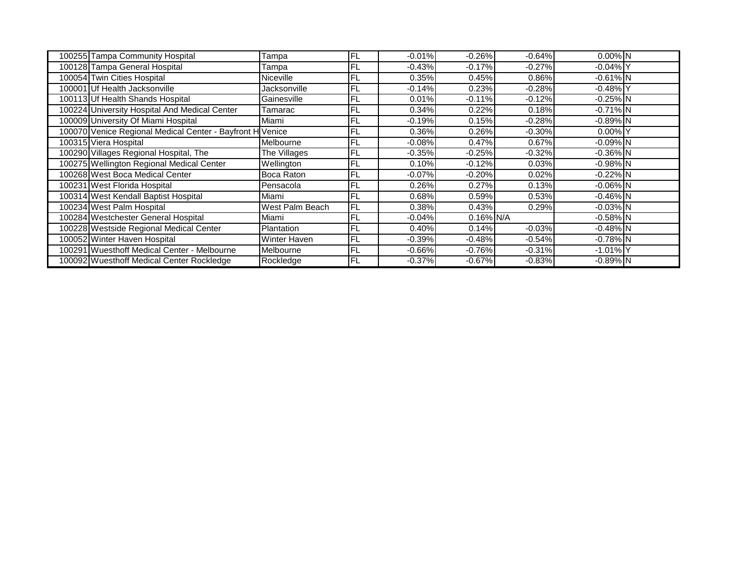| | | | | | | | | |
|---|---|---|---|---|---|---|---|---|
| 100255 | Tampa Community Hospital | Tampa | FL | -0.01% | -0.26% | -0.64% | 0.00% | N |
| 100128 | Tampa General Hospital | Tampa | FL | -0.43% | -0.17% | -0.27% | -0.04% | Y |
| 100054 | Twin Cities Hospital | Niceville | FL | 0.35% | 0.45% | 0.86% | -0.61% | N |
| 100001 | Uf Health Jacksonville | Jacksonville | FL | -0.14% | 0.23% | -0.28% | -0.48% | Y |
| 100113 | Uf Health Shands Hospital | Gainesville | FL | 0.01% | -0.11% | -0.12% | -0.25% | N |
| 100224 | University Hospital And Medical Center | Tamarac | FL | 0.34% | 0.22% | 0.18% | -0.71% | N |
| 100009 | University Of Miami Hospital | Miami | FL | -0.19% | 0.15% | -0.28% | -0.89% | N |
| 100070 | Venice Regional Medical Center - Bayfront H | Venice | FL | 0.36% | 0.26% | -0.30% | 0.00% | Y |
| 100315 | Viera Hospital | Melbourne | FL | -0.08% | 0.47% | 0.67% | -0.09% | N |
| 100290 | Villages Regional Hospital, The | The Villages | FL | -0.35% | -0.25% | -0.32% | -0.36% | N |
| 100275 | Wellington Regional Medical Center | Wellington | FL | 0.10% | -0.12% | 0.03% | -0.98% | N |
| 100268 | West Boca Medical Center | Boca Raton | FL | -0.07% | -0.20% | 0.02% | -0.22% | N |
| 100231 | West Florida Hospital | Pensacola | FL | 0.26% | 0.27% | 0.13% | -0.06% | N |
| 100314 | West Kendall Baptist Hospital | Miami | FL | 0.68% | 0.59% | 0.53% | -0.46% | N |
| 100234 | West Palm Hospital | West Palm Beach | FL | 0.38% | 0.43% | 0.29% | -0.03% | N |
| 100284 | Westchester General Hospital | Miami | FL | -0.04% | 0.16% | N/A | -0.58% | N |
| 100228 | Westside Regional Medical Center | Plantation | FL | 0.40% | 0.14% | -0.03% | -0.48% | N |
| 100052 | Winter Haven Hospital | Winter Haven | FL | -0.39% | -0.48% | -0.54% | -0.78% | N |
| 100291 | Wuesthoff Medical Center - Melbourne | Melbourne | FL | -0.66% | -0.76% | -0.31% | -1.01% | Y |
| 100092 | Wuesthoff Medical Center Rockledge | Rockledge | FL | -0.37% | -0.67% | -0.83% | -0.89% | N |